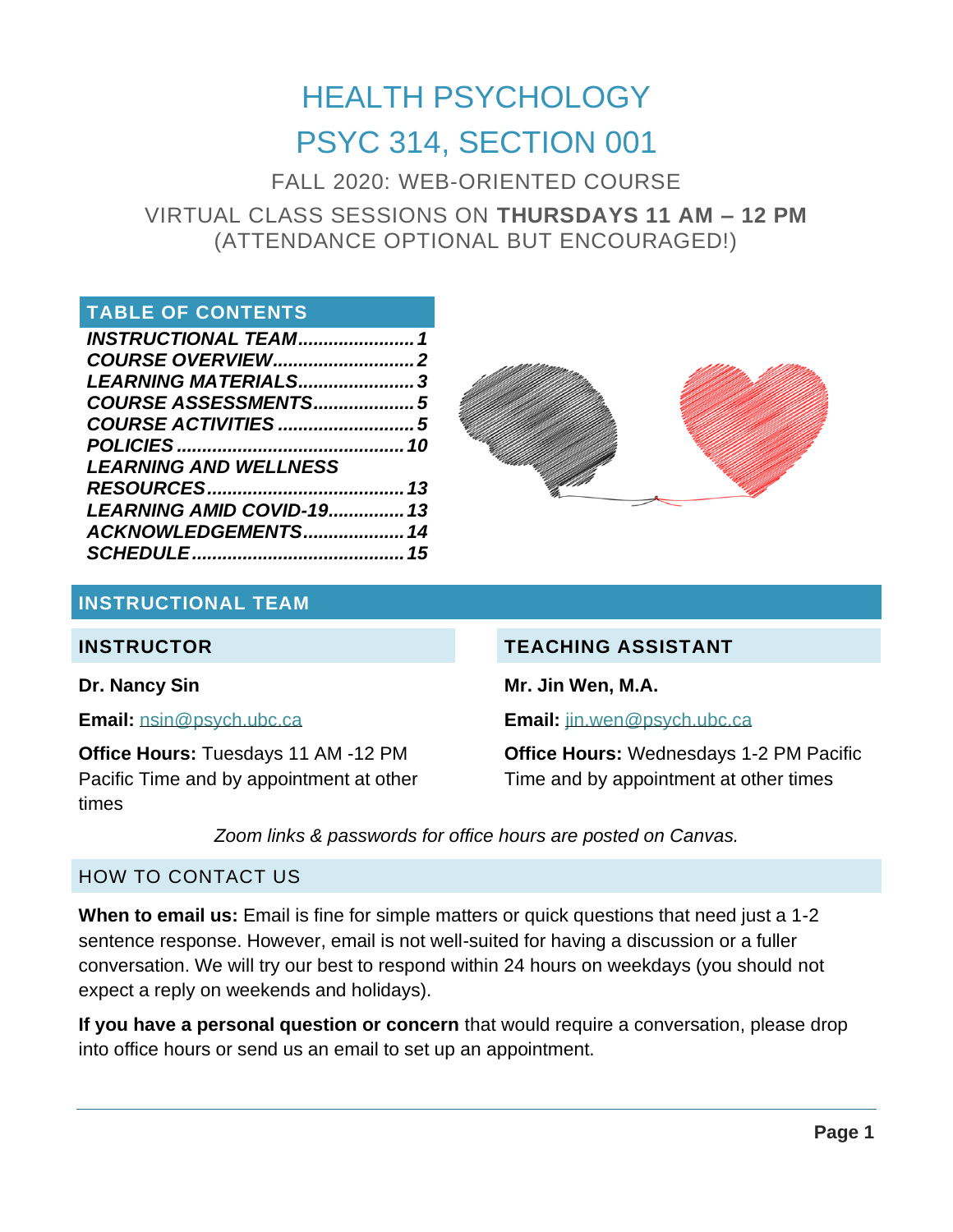# HEALTH PSYCHOLOGY

# PSYC 314, SECTION 001

FALL 2020: WEB-ORIENTED COURSE

VIRTUAL CLASS SESSIONS ON **THURSDAYS 11 AM – 12 PM** (ATTENDANCE OPTIONAL BUT ENCOURAGED!)

## TABLE OF CONTENTS

| | |
|---|---|
| *INSTRUCTIONAL TEAM* | *1* |
| *COURSE OVERVIEW* | *2* |
| *LEARNING MATERIALS* | *3* |
| *COURSE ASSESSMENTS* | *5* |
| *COURSE ACTIVITIES* | *5* |
| *POLICIES* | *10* |
| *LEARNING AND WELLNESS RESOURCES* | *13* |
| *LEARNING AMID COVID-19* | *13* |
| *ACKNOWLEDGEMENTS* | *14* |
| *SCHEDULE* | *15* |

## INSTRUCTIONAL TEAM

### INSTRUCTOR

**Dr. Nancy Sin**

**Email:** nsin@psych.ubc.ca

**Office Hours:** Tuesdays 11 AM -12 PM Pacific Time and by appointment at other times

### TEACHING ASSISTANT

**Mr. Jin Wen, M.A.**

**Email:** jin.wen@psych.ubc.ca

**Office Hours:** Wednesdays 1-2 PM Pacific Time and by appointment at other times

*Zoom links & passwords for office hours are posted on Canvas.*

### HOW TO CONTACT US

**When to email us:** Email is fine for simple matters or quick questions that need just a 1-2 sentence response. However, email is not well-suited for having a discussion or a fuller conversation. We will try our best to respond within 24 hours on weekdays (you should not expect a reply on weekends and holidays).

**If you have a personal question or concern** that would require a conversation, please drop into office hours or send us an email to set up an appointment.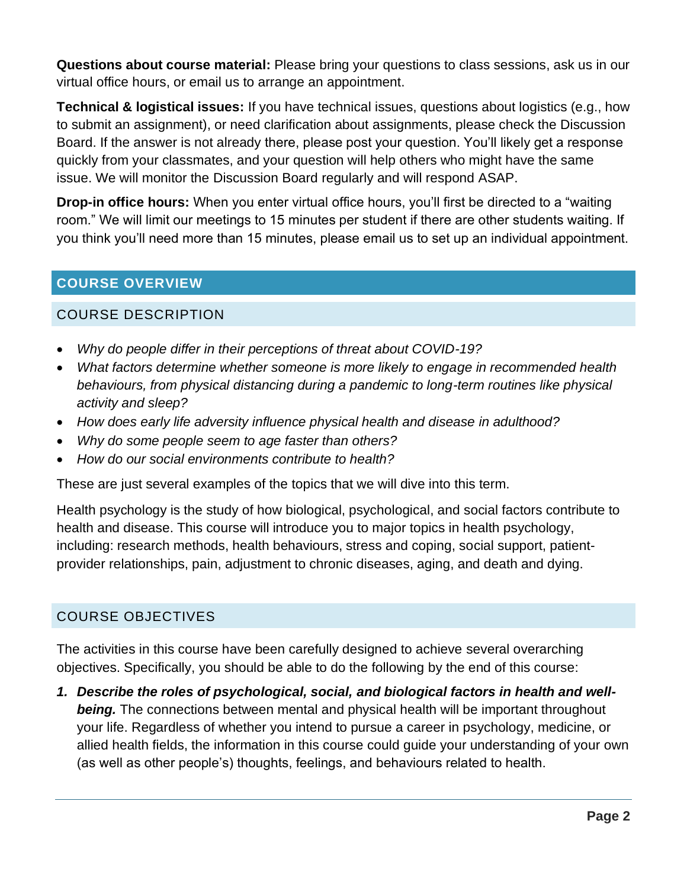**Questions about course material:** Please bring your questions to class sessions, ask us in our virtual office hours, or email us to arrange an appointment.

**Technical & logistical issues:** If you have technical issues, questions about logistics (e.g., how to submit an assignment), or need clarification about assignments, please check the Discussion Board. If the answer is not already there, please post your question. You'll likely get a response quickly from your classmates, and your question will help others who might have the same issue. We will monitor the Discussion Board regularly and will respond ASAP.

**Drop-in office hours:** When you enter virtual office hours, you'll first be directed to a "waiting room." We will limit our meetings to 15 minutes per student if there are other students waiting. If you think you'll need more than 15 minutes, please email us to set up an individual appointment.

## COURSE OVERVIEW

### COURSE DESCRIPTION

- *Why do people differ in their perceptions of threat about COVID-19?*
- *What factors determine whether someone is more likely to engage in recommended health behaviours, from physical distancing during a pandemic to long-term routines like physical activity and sleep?*
- *How does early life adversity influence physical health and disease in adulthood?*
- *Why do some people seem to age faster than others?*
- *How do our social environments contribute to health?*

These are just several examples of the topics that we will dive into this term.

Health psychology is the study of how biological, psychological, and social factors contribute to health and disease. This course will introduce you to major topics in health psychology, including: research methods, health behaviours, stress and coping, social support, patient-provider relationships, pain, adjustment to chronic diseases, aging, and death and dying.

### COURSE OBJECTIVES

The activities in this course have been carefully designed to achieve several overarching objectives. Specifically, you should be able to do the following by the end of this course:

1. ***Describe the roles of psychological, social, and biological factors in health and well-being.*** The connections between mental and physical health will be important throughout your life. Regardless of whether you intend to pursue a career in psychology, medicine, or allied health fields, the information in this course could guide your understanding of your own (as well as other people's) thoughts, feelings, and behaviours related to health.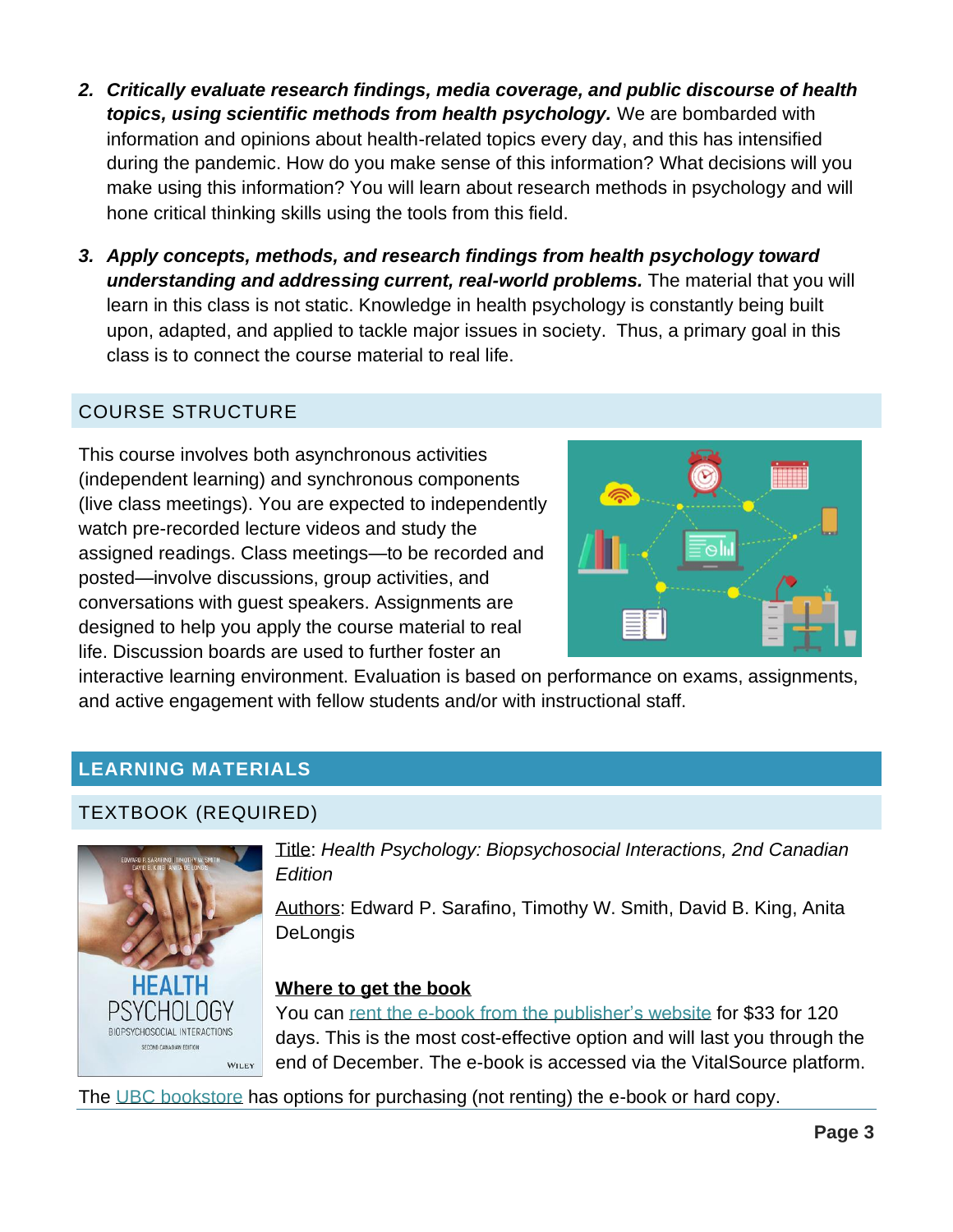2. ***Critically evaluate research findings, media coverage, and public discourse of health topics, using scientific methods from health psychology.*** We are bombarded with information and opinions about health-related topics every day, and this has intensified during the pandemic. How do you make sense of this information? What decisions will you make using this information? You will learn about research methods in psychology and will hone critical thinking skills using the tools from this field.

3. ***Apply concepts, methods, and research findings from health psychology toward understanding and addressing current, real-world problems.*** The material that you will learn in this class is not static. Knowledge in health psychology is constantly being built upon, adapted, and applied to tackle major issues in society. Thus, a primary goal in this class is to connect the course material to real life.

### COURSE STRUCTURE

This course involves both asynchronous activities (independent learning) and synchronous components (live class meetings). You are expected to independently watch pre-recorded lecture videos and study the assigned readings. Class meetings—to be recorded and posted—involve discussions, group activities, and conversations with guest speakers. Assignments are designed to help you apply the course material to real life. Discussion boards are used to further foster an interactive learning environment. Evaluation is based on performance on exams, assignments, and active engagement with fellow students and/or with instructional staff.

## LEARNING MATERIALS

### TEXTBOOK (REQUIRED)

Title: *Health Psychology: Biopsychosocial Interactions, 2nd Canadian Edition*

Authors: Edward P. Sarafino, Timothy W. Smith, David B. King, Anita DeLongis

**Where to get the book**

You can rent the e-book from the publisher's website for $33 for 120 days. This is the most cost-effective option and will last you through the end of December. The e-book is accessed via the VitalSource platform.

The UBC bookstore has options for purchasing (not renting) the e-book or hard copy.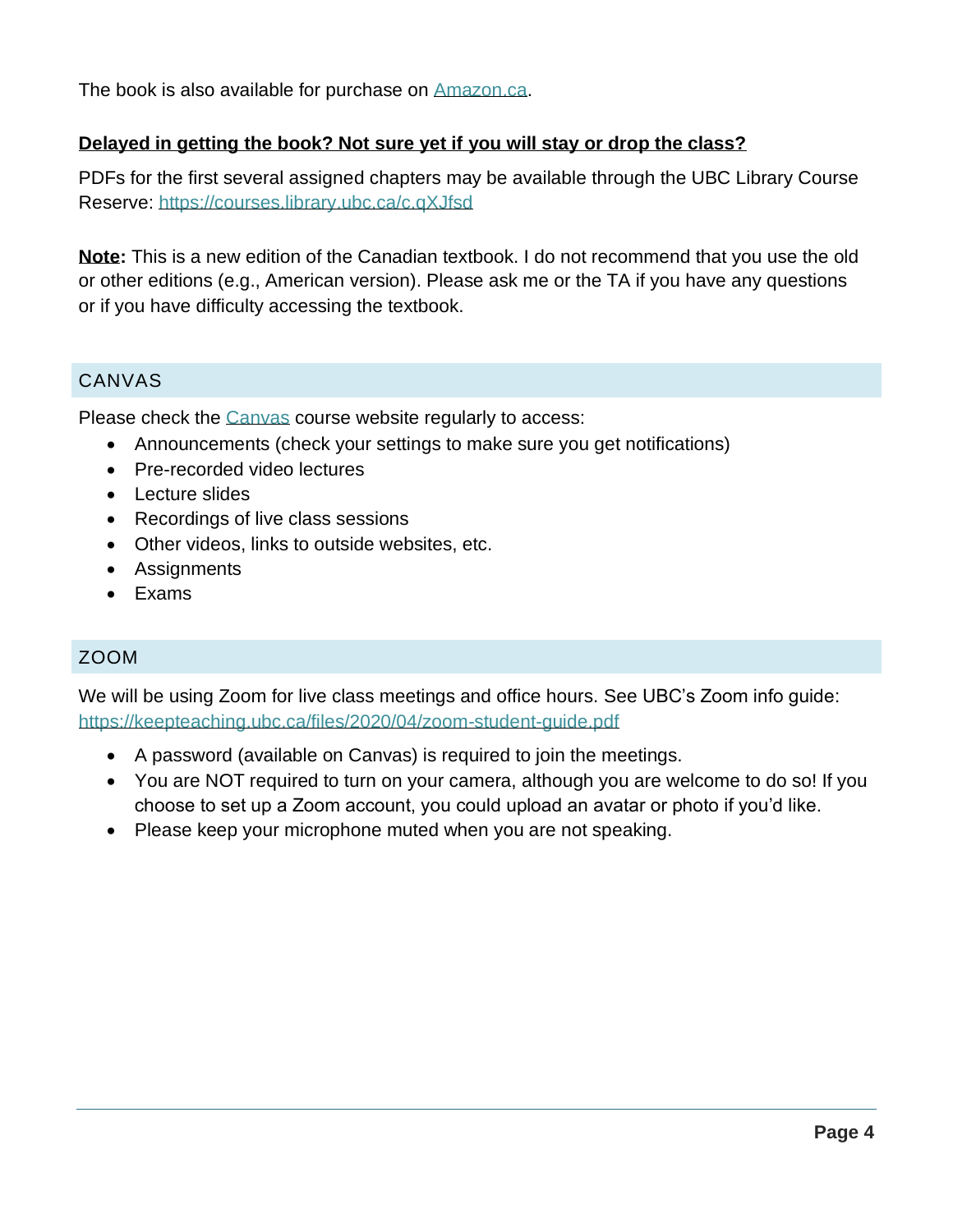The book is also available for purchase on [Amazon.ca](Amazon.ca).

**Delayed in getting the book? Not sure yet if you will stay or drop the class?**

PDFs for the first several assigned chapters may be available through the UBC Library Course Reserve: https://courses.library.ubc.ca/c.qXJfsd

**Note:** This is a new edition of the Canadian textbook. I do not recommend that you use the old or other editions (e.g., American version). Please ask me or the TA if you have any questions or if you have difficulty accessing the textbook.

## CANVAS

Please check the Canvas course website regularly to access:

- Announcements (check your settings to make sure you get notifications)
- Pre-recorded video lectures
- Lecture slides
- Recordings of live class sessions
- Other videos, links to outside websites, etc.
- Assignments
- Exams

## ZOOM

We will be using Zoom for live class meetings and office hours. See UBC's Zoom info guide: https://keepteaching.ubc.ca/files/2020/04/zoom-student-guide.pdf

- A password (available on Canvas) is required to join the meetings.
- You are NOT required to turn on your camera, although you are welcome to do so! If you choose to set up a Zoom account, you could upload an avatar or photo if you'd like.
- Please keep your microphone muted when you are not speaking.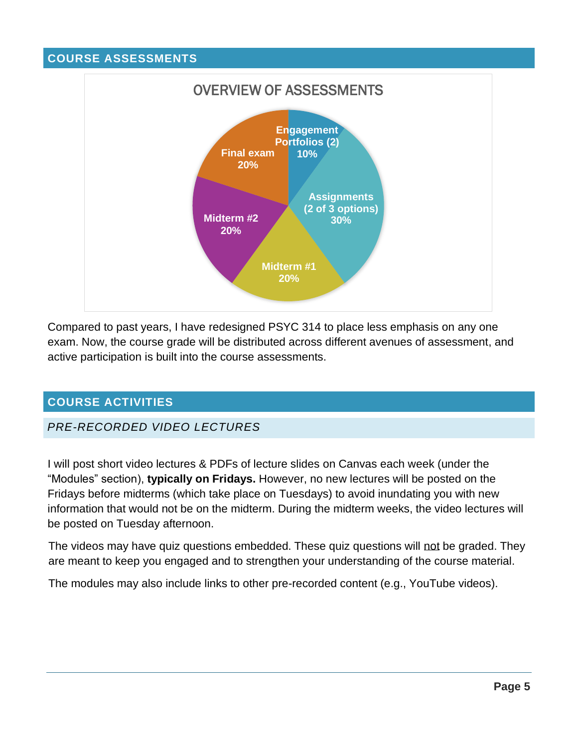## COURSE ASSESSMENTS

**OVERVIEW OF ASSESSMENTS**

| Assessment | Weight |
| --- | --- |
| Engagement Portfolios (2) | 10% |
| Assignments (2 of 3 options) | 30% |
| Midterm #1 | 20% |
| Midterm #2 | 20% |
| Final exam | 20% |

Compared to past years, I have redesigned PSYC 314 to place less emphasis on any one exam. Now, the course grade will be distributed across different avenues of assessment, and active participation is built into the course assessments.

## COURSE ACTIVITIES

### *PRE-RECORDED VIDEO LECTURES*

I will post short video lectures & PDFs of lecture slides on Canvas each week (under the "Modules" section), **typically on Fridays.** However, no new lectures will be posted on the Fridays before midterms (which take place on Tuesdays) to avoid inundating you with new information that would not be on the midterm. During the midterm weeks, the video lectures will be posted on Tuesday afternoon.

The videos may have quiz questions embedded. These quiz questions will not be graded. They are meant to keep you engaged and to strengthen your understanding of the course material.

The modules may also include links to other pre-recorded content (e.g., YouTube videos).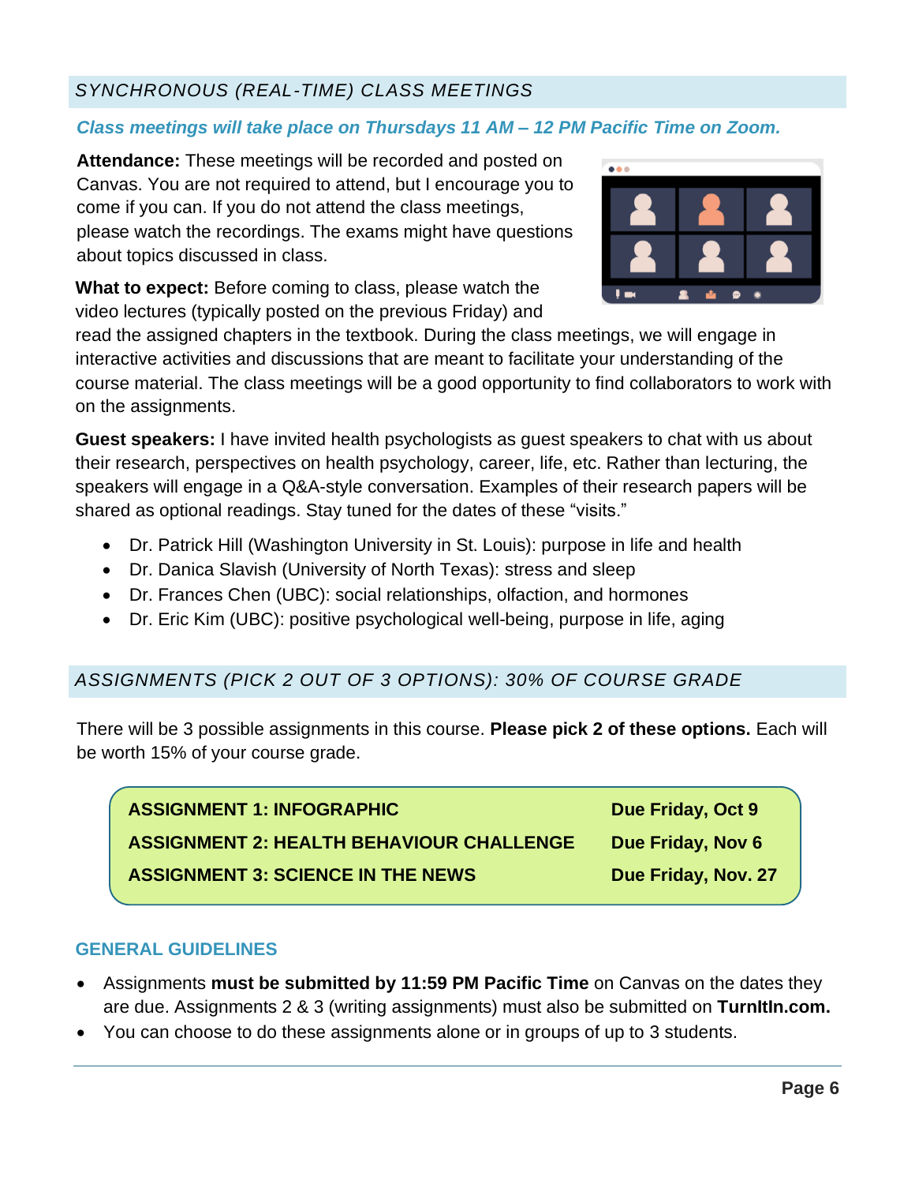## *SYNCHRONOUS (REAL-TIME) CLASS MEETINGS*

***Class meetings will take place on Thursdays 11 AM – 12 PM Pacific Time on Zoom.***

**Attendance:** These meetings will be recorded and posted on Canvas. You are not required to attend, but I encourage you to come if you can. If you do not attend the class meetings, please watch the recordings. The exams might have questions about topics discussed in class.

**What to expect:** Before coming to class, please watch the video lectures (typically posted on the previous Friday) and read the assigned chapters in the textbook. During the class meetings, we will engage in interactive activities and discussions that are meant to facilitate your understanding of the course material. The class meetings will be a good opportunity to find collaborators to work with on the assignments.

**Guest speakers:** I have invited health psychologists as guest speakers to chat with us about their research, perspectives on health psychology, career, life, etc. Rather than lecturing, the speakers will engage in a Q&A-style conversation. Examples of their research papers will be shared as optional readings. Stay tuned for the dates of these "visits."

- Dr. Patrick Hill (Washington University in St. Louis): purpose in life and health
- Dr. Danica Slavish (University of North Texas): stress and sleep
- Dr. Frances Chen (UBC): social relationships, olfaction, and hormones
- Dr. Eric Kim (UBC): positive psychological well-being, purpose in life, aging

## *ASSIGNMENTS (PICK 2 OUT OF 3 OPTIONS): 30% OF COURSE GRADE*

There will be 3 possible assignments in this course. **Please pick 2 of these options.** Each will be worth 15% of your course grade.

| Assignment | Due Date |
|---|---|
| **ASSIGNMENT 1: INFOGRAPHIC** | **Due Friday, Oct 9** |
| **ASSIGNMENT 2: HEALTH BEHAVIOUR CHALLENGE** | **Due Friday, Nov 6** |
| **ASSIGNMENT 3: SCIENCE IN THE NEWS** | **Due Friday, Nov. 27** |

### GENERAL GUIDELINES

- Assignments **must be submitted by 11:59 PM Pacific Time** on Canvas on the dates they are due. Assignments 2 & 3 (writing assignments) must also be submitted on **TurnItIn.com.**
- You can choose to do these assignments alone or in groups of up to 3 students.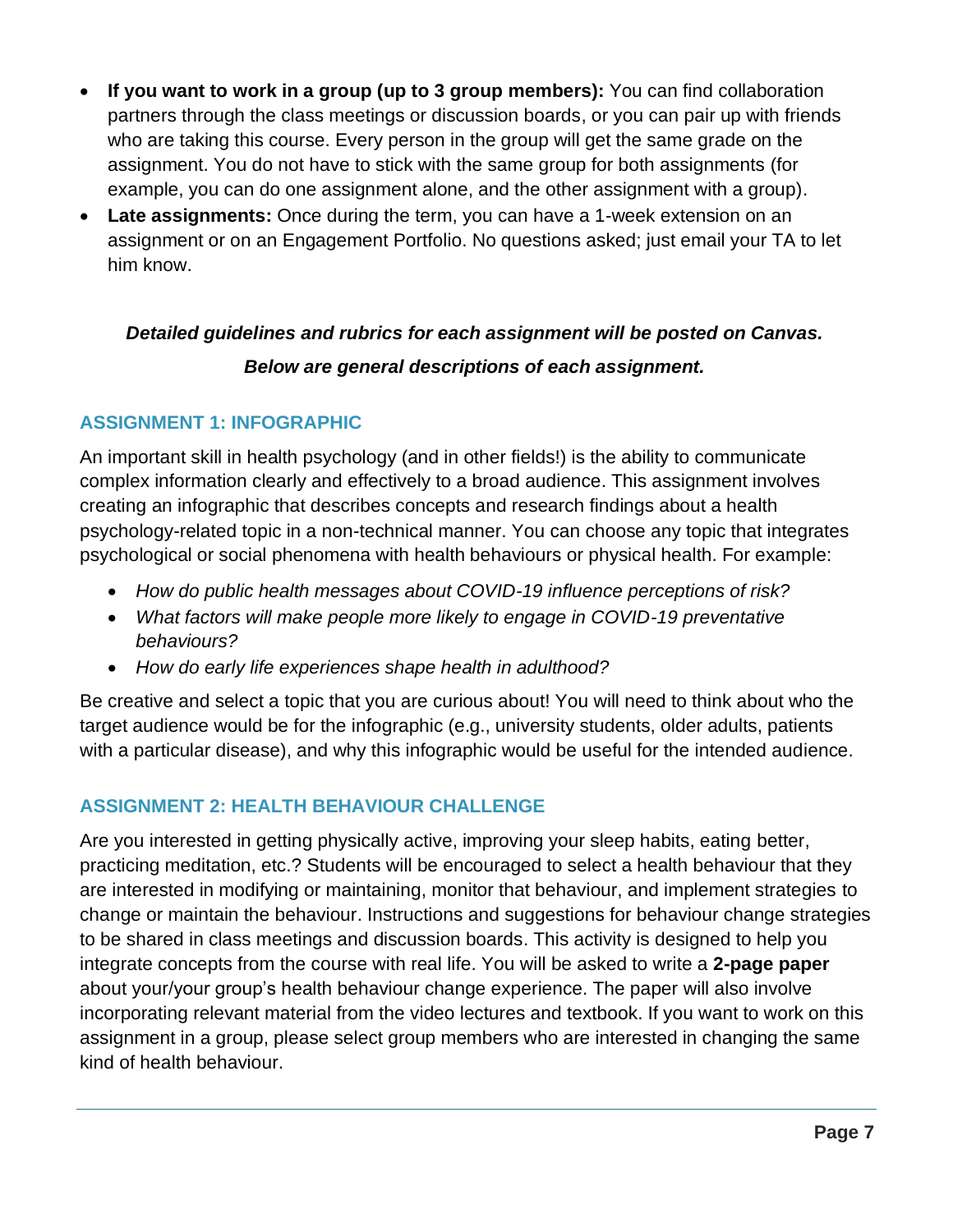- **If you want to work in a group (up to 3 group members):** You can find collaboration partners through the class meetings or discussion boards, or you can pair up with friends who are taking this course. Every person in the group will get the same grade on the assignment. You do not have to stick with the same group for both assignments (for example, you can do one assignment alone, and the other assignment with a group).
- **Late assignments:** Once during the term, you can have a 1-week extension on an assignment or on an Engagement Portfolio. No questions asked; just email your TA to let him know.

***Detailed guidelines and rubrics for each assignment will be posted on Canvas.***

***Below are general descriptions of each assignment.***

### ASSIGNMENT 1: INFOGRAPHIC

An important skill in health psychology (and in other fields!) is the ability to communicate complex information clearly and effectively to a broad audience. This assignment involves creating an infographic that describes concepts and research findings about a health psychology-related topic in a non-technical manner. You can choose any topic that integrates psychological or social phenomena with health behaviours or physical health. For example:

- *How do public health messages about COVID-19 influence perceptions of risk?*
- *What factors will make people more likely to engage in COVID-19 preventative behaviours?*
- *How do early life experiences shape health in adulthood?*

Be creative and select a topic that you are curious about! You will need to think about who the target audience would be for the infographic (e.g., university students, older adults, patients with a particular disease), and why this infographic would be useful for the intended audience.

### ASSIGNMENT 2: HEALTH BEHAVIOUR CHALLENGE

Are you interested in getting physically active, improving your sleep habits, eating better, practicing meditation, etc.? Students will be encouraged to select a health behaviour that they are interested in modifying or maintaining, monitor that behaviour, and implement strategies to change or maintain the behaviour. Instructions and suggestions for behaviour change strategies to be shared in class meetings and discussion boards. This activity is designed to help you integrate concepts from the course with real life. You will be asked to write a **2-page paper** about your/your group's health behaviour change experience. The paper will also involve incorporating relevant material from the video lectures and textbook. If you want to work on this assignment in a group, please select group members who are interested in changing the same kind of health behaviour.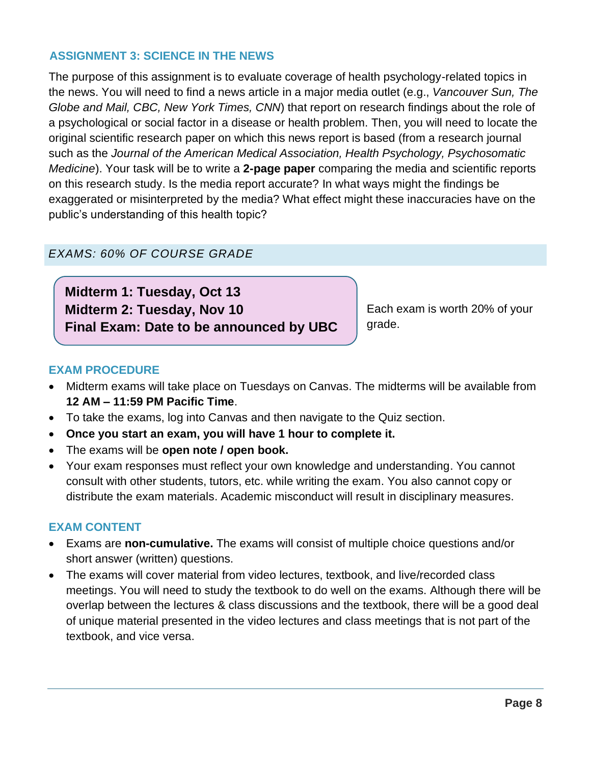## ASSIGNMENT 3: SCIENCE IN THE NEWS

The purpose of this assignment is to evaluate coverage of health psychology-related topics in the news. You will need to find a news article in a major media outlet (e.g., *Vancouver Sun, The Globe and Mail, CBC, New York Times, CNN*) that report on research findings about the role of a psychological or social factor in a disease or health problem. Then, you will need to locate the original scientific research paper on which this news report is based (from a research journal such as the *Journal of the American Medical Association, Health Psychology, Psychosomatic Medicine*). Your task will be to write a **2-page paper** comparing the media and scientific reports on this research study. Is the media report accurate? In what ways might the findings be exaggerated or misinterpreted by the media? What effect might these inaccuracies have on the public's understanding of this health topic?

## *EXAMS: 60% OF COURSE GRADE*

**Midterm 1: Tuesday, Oct 13**
**Midterm 2: Tuesday, Nov 10**
**Final Exam: Date to be announced by UBC**

Each exam is worth 20% of your grade.

### EXAM PROCEDURE

- Midterm exams will take place on Tuesdays on Canvas. The midterms will be available from **12 AM – 11:59 PM Pacific Time**.
- To take the exams, log into Canvas and then navigate to the Quiz section.
- **Once you start an exam, you will have 1 hour to complete it.**
- The exams will be **open note / open book.**
- Your exam responses must reflect your own knowledge and understanding. You cannot consult with other students, tutors, etc. while writing the exam. You also cannot copy or distribute the exam materials. Academic misconduct will result in disciplinary measures.

### EXAM CONTENT

- Exams are **non-cumulative.** The exams will consist of multiple choice questions and/or short answer (written) questions.
- The exams will cover material from video lectures, textbook, and live/recorded class meetings. You will need to study the textbook to do well on the exams. Although there will be overlap between the lectures & class discussions and the textbook, there will be a good deal of unique material presented in the video lectures and class meetings that is not part of the textbook, and vice versa.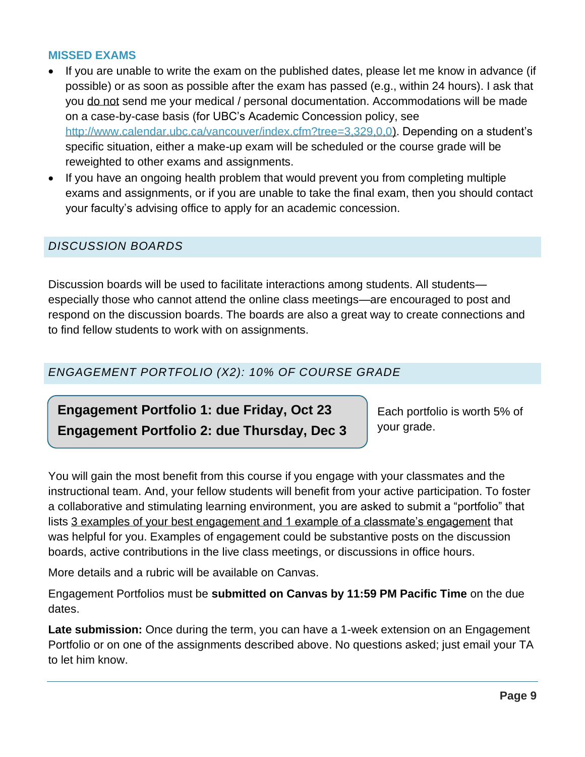### MISSED EXAMS

- If you are unable to write the exam on the published dates, please let me know in advance (if possible) or as soon as possible after the exam has passed (e.g., within 24 hours). I ask that you do not send me your medical / personal documentation. Accommodations will be made on a case-by-case basis (for UBC's Academic Concession policy, see http://www.calendar.ubc.ca/vancouver/index.cfm?tree=3,329,0,0). Depending on a student's specific situation, either a make-up exam will be scheduled or the course grade will be reweighted to other exams and assignments.
- If you have an ongoing health problem that would prevent you from completing multiple exams and assignments, or if you are unable to take the final exam, then you should contact your faculty's advising office to apply for an academic concession.

## *DISCUSSION BOARDS*

Discussion boards will be used to facilitate interactions among students. All students—especially those who cannot attend the online class meetings—are encouraged to post and respond on the discussion boards. The boards are also a great way to create connections and to find fellow students to work with on assignments.

## *ENGAGEMENT PORTFOLIO (X2): 10% OF COURSE GRADE*

**Engagement Portfolio 1: due Friday, Oct 23**
**Engagement Portfolio 2: due Thursday, Dec 3**

Each portfolio is worth 5% of your grade.

You will gain the most benefit from this course if you engage with your classmates and the instructional team. And, your fellow students will benefit from your active participation. To foster a collaborative and stimulating learning environment, you are asked to submit a "portfolio" that lists 3 examples of your best engagement and 1 example of a classmate's engagement that was helpful for you. Examples of engagement could be substantive posts on the discussion boards, active contributions in the live class meetings, or discussions in office hours.

More details and a rubric will be available on Canvas.

Engagement Portfolios must be **submitted on Canvas by 11:59 PM Pacific Time** on the due dates.

**Late submission:** Once during the term, you can have a 1-week extension on an Engagement Portfolio or on one of the assignments described above. No questions asked; just email your TA to let him know.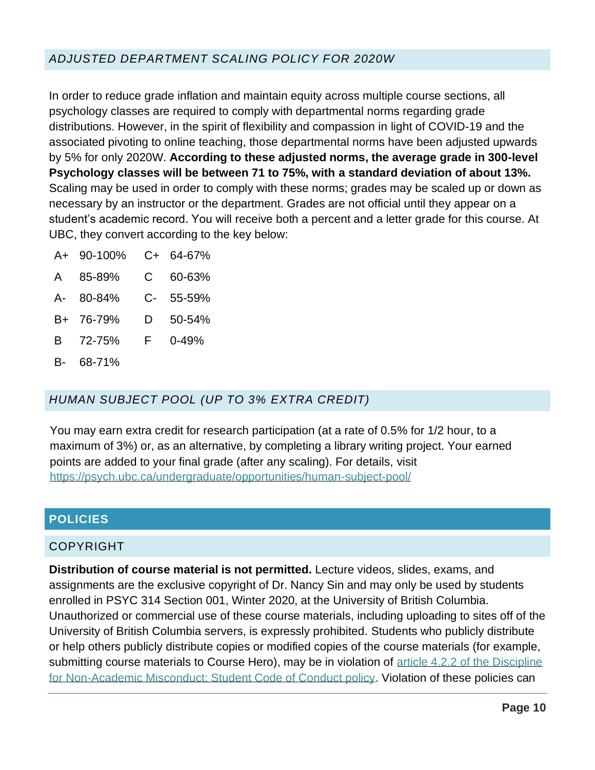### *ADJUSTED DEPARTMENT SCALING POLICY FOR 2020W*

In order to reduce grade inflation and maintain equity across multiple course sections, all psychology classes are required to comply with departmental norms regarding grade distributions. However, in the spirit of flexibility and compassion in light of COVID-19 and the associated pivoting to online teaching, those departmental norms have been adjusted upwards by 5% for only 2020W. **According to these adjusted norms, the average grade in 300-level Psychology classes will be between 71 to 75%, with a standard deviation of about 13%.** Scaling may be used in order to comply with these norms; grades may be scaled up or down as necessary by an instructor or the department. Grades are not official until they appear on a student's academic record. You will receive both a percent and a letter grade for this course. At UBC, they convert according to the key below:

| | | | |
|---|---|---|---|
| A+ | 90-100% | C+ | 64-67% |
| A | 85-89% | C | 60-63% |
| A- | 80-84% | C- | 55-59% |
| B+ | 76-79% | D | 50-54% |
| B | 72-75% | F | 0-49% |
| B- | 68-71% | | |

### *HUMAN SUBJECT POOL (UP TO 3% EXTRA CREDIT)*

You may earn extra credit for research participation (at a rate of 0.5% for 1/2 hour, to a maximum of 3%) or, as an alternative, by completing a library writing project. Your earned points are added to your final grade (after any scaling). For details, visit https://psych.ubc.ca/undergraduate/opportunities/human-subject-pool/

## POLICIES

### COPYRIGHT

**Distribution of course material is not permitted.** Lecture videos, slides, exams, and assignments are the exclusive copyright of Dr. Nancy Sin and may only be used by students enrolled in PSYC 314 Section 001, Winter 2020, at the University of British Columbia. Unauthorized or commercial use of these course materials, including uploading to sites off of the University of British Columbia servers, is expressly prohibited. Students who publicly distribute or help others publicly distribute copies or modified copies of the course materials (for example, submitting course materials to Course Hero), may be in violation of article 4.2.2 of the Discipline for Non-Academic Misconduct: Student Code of Conduct policy. Violation of these policies can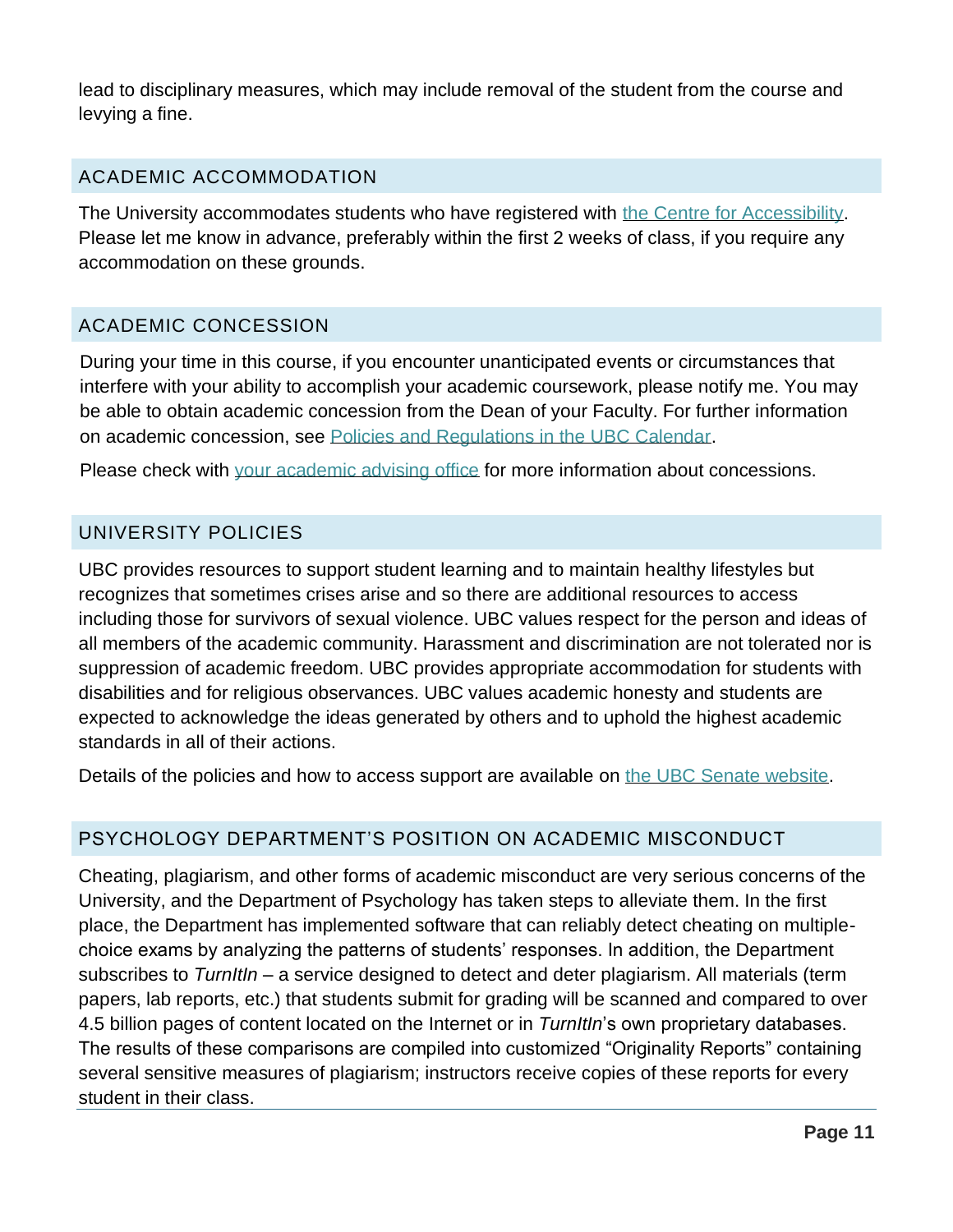lead to disciplinary measures, which may include removal of the student from the course and levying a fine.

## ACADEMIC ACCOMMODATION

The University accommodates students who have registered with [the Centre for Accessibility](). Please let me know in advance, preferably within the first 2 weeks of class, if you require any accommodation on these grounds.

## ACADEMIC CONCESSION

During your time in this course, if you encounter unanticipated events or circumstances that interfere with your ability to accomplish your academic coursework, please notify me. You may be able to obtain academic concession from the Dean of your Faculty. For further information on academic concession, see [Policies and Regulations in the UBC Calendar]().

Please check with [your academic advising office]() for more information about concessions.

## UNIVERSITY POLICIES

UBC provides resources to support student learning and to maintain healthy lifestyles but recognizes that sometimes crises arise and so there are additional resources to access including those for survivors of sexual violence. UBC values respect for the person and ideas of all members of the academic community. Harassment and discrimination are not tolerated nor is suppression of academic freedom. UBC provides appropriate accommodation for students with disabilities and for religious observances. UBC values academic honesty and students are expected to acknowledge the ideas generated by others and to uphold the highest academic standards in all of their actions.

Details of the policies and how to access support are available on [the UBC Senate website]().

## PSYCHOLOGY DEPARTMENT'S POSITION ON ACADEMIC MISCONDUCT

Cheating, plagiarism, and other forms of academic misconduct are very serious concerns of the University, and the Department of Psychology has taken steps to alleviate them. In the first place, the Department has implemented software that can reliably detect cheating on multiple-choice exams by analyzing the patterns of students' responses. In addition, the Department subscribes to *TurnItIn* – a service designed to detect and deter plagiarism. All materials (term papers, lab reports, etc.) that students submit for grading will be scanned and compared to over 4.5 billion pages of content located on the Internet or in *TurnItIn*'s own proprietary databases. The results of these comparisons are compiled into customized "Originality Reports" containing several sensitive measures of plagiarism; instructors receive copies of these reports for every student in their class.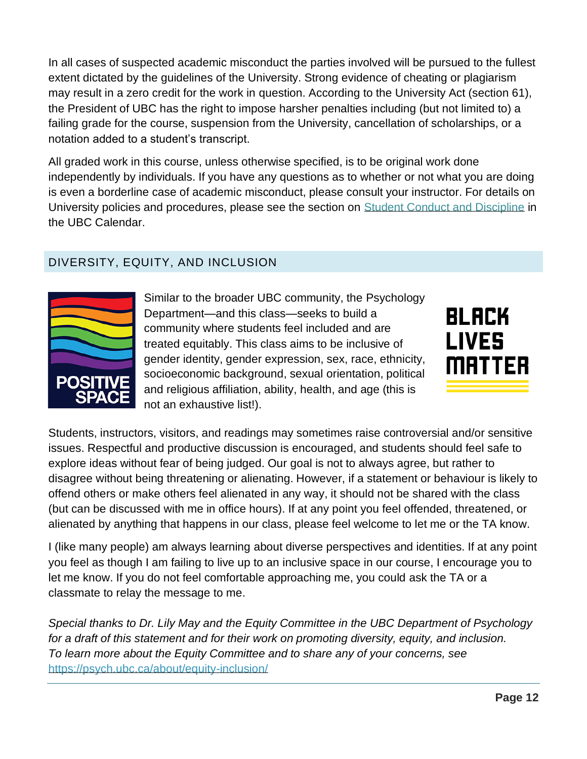In all cases of suspected academic misconduct the parties involved will be pursued to the fullest extent dictated by the guidelines of the University. Strong evidence of cheating or plagiarism may result in a zero credit for the work in question. According to the University Act (section 61), the President of UBC has the right to impose harsher penalties including (but not limited to) a failing grade for the course, suspension from the University, cancellation of scholarships, or a notation added to a student's transcript.

All graded work in this course, unless otherwise specified, is to be original work done independently by individuals. If you have any questions as to whether or not what you are doing is even a borderline case of academic misconduct, please consult your instructor. For details on University policies and procedures, please see the section on [Student Conduct and Discipline] in the UBC Calendar.

## DIVERSITY, EQUITY, AND INCLUSION

POSITIVE SPACE

Similar to the broader UBC community, the Psychology Department—and this class—seeks to build a community where students feel included and are treated equitably. This class aims to be inclusive of gender identity, gender expression, sex, race, ethnicity, socioeconomic background, sexual orientation, political and religious affiliation, ability, health, and age (this is not an exhaustive list!).

BLACK LIVES MATTER

Students, instructors, visitors, and readings may sometimes raise controversial and/or sensitive issues. Respectful and productive discussion is encouraged, and students should feel safe to explore ideas without fear of being judged. Our goal is not to always agree, but rather to disagree without being threatening or alienating. However, if a statement or behaviour is likely to offend others or make others feel alienated in any way, it should not be shared with the class (but can be discussed with me in office hours). If at any point you feel offended, threatened, or alienated by anything that happens in our class, please feel welcome to let me or the TA know.

I (like many people) am always learning about diverse perspectives and identities. If at any point you feel as though I am failing to live up to an inclusive space in our course, I encourage you to let me know. If you do not feel comfortable approaching me, you could ask the TA or a classmate to relay the message to me.

*Special thanks to Dr. Lily May and the Equity Committee in the UBC Department of Psychology for a draft of this statement and for their work on promoting diversity, equity, and inclusion. To learn more about the Equity Committee and to share any of your concerns, see* https://psych.ubc.ca/about/equity-inclusion/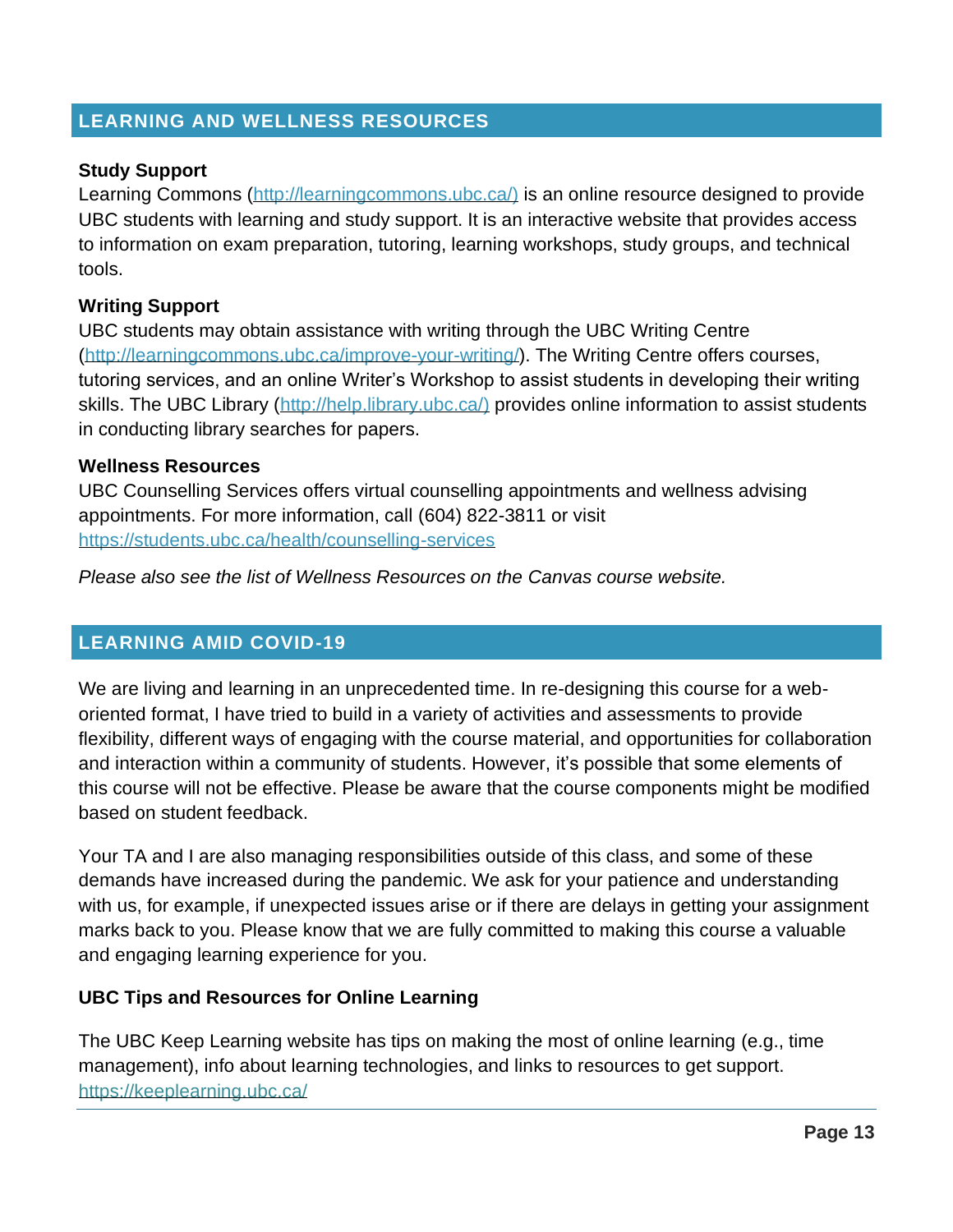## LEARNING AND WELLNESS RESOURCES

**Study Support**

Learning Commons (http://learningcommons.ubc.ca/) is an online resource designed to provide UBC students with learning and study support. It is an interactive website that provides access to information on exam preparation, tutoring, learning workshops, study groups, and technical tools.

**Writing Support**

UBC students may obtain assistance with writing through the UBC Writing Centre (http://learningcommons.ubc.ca/improve-your-writing/). The Writing Centre offers courses, tutoring services, and an online Writer's Workshop to assist students in developing their writing skills. The UBC Library (http://help.library.ubc.ca/) provides online information to assist students in conducting library searches for papers.

**Wellness Resources**

UBC Counselling Services offers virtual counselling appointments and wellness advising appointments. For more information, call (604) 822-3811 or visit https://students.ubc.ca/health/counselling-services

*Please also see the list of Wellness Resources on the Canvas course website.*

## LEARNING AMID COVID-19

We are living and learning in an unprecedented time. In re-designing this course for a web-oriented format, I have tried to build in a variety of activities and assessments to provide flexibility, different ways of engaging with the course material, and opportunities for collaboration and interaction within a community of students. However, it's possible that some elements of this course will not be effective. Please be aware that the course components might be modified based on student feedback.

Your TA and I are also managing responsibilities outside of this class, and some of these demands have increased during the pandemic. We ask for your patience and understanding with us, for example, if unexpected issues arise or if there are delays in getting your assignment marks back to you. Please know that we are fully committed to making this course a valuable and engaging learning experience for you.

**UBC Tips and Resources for Online Learning**

The UBC Keep Learning website has tips on making the most of online learning (e.g., time management), info about learning technologies, and links to resources to get support. https://keeplearning.ubc.ca/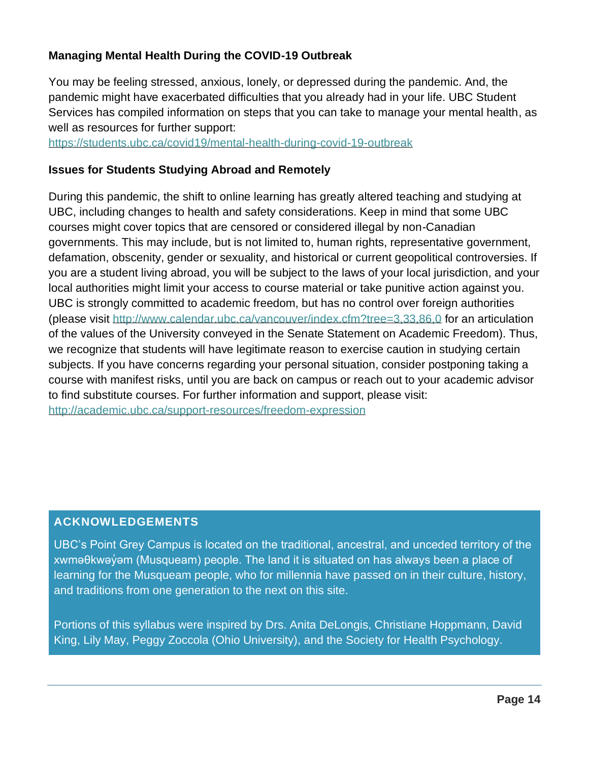### Managing Mental Health During the COVID-19 Outbreak

You may be feeling stressed, anxious, lonely, or depressed during the pandemic. And, the pandemic might have exacerbated difficulties that you already had in your life. UBC Student Services has compiled information on steps that you can take to manage your mental health, as well as resources for further support:
https://students.ubc.ca/covid19/mental-health-during-covid-19-outbreak

### Issues for Students Studying Abroad and Remotely

During this pandemic, the shift to online learning has greatly altered teaching and studying at UBC, including changes to health and safety considerations. Keep in mind that some UBC courses might cover topics that are censored or considered illegal by non-Canadian governments. This may include, but is not limited to, human rights, representative government, defamation, obscenity, gender or sexuality, and historical or current geopolitical controversies. If you are a student living abroad, you will be subject to the laws of your local jurisdiction, and your local authorities might limit your access to course material or take punitive action against you. UBC is strongly committed to academic freedom, but has no control over foreign authorities (please visit http://www.calendar.ubc.ca/vancouver/index.cfm?tree=3,33,86,0 for an articulation of the values of the University conveyed in the Senate Statement on Academic Freedom). Thus, we recognize that students will have legitimate reason to exercise caution in studying certain subjects. If you have concerns regarding your personal situation, consider postponing taking a course with manifest risks, until you are back on campus or reach out to your academic advisor to find substitute courses. For further information and support, please visit:
http://academic.ubc.ca/support-resources/freedom-expression

## ACKNOWLEDGEMENTS

UBC's Point Grey Campus is located on the traditional, ancestral, and unceded territory of the xwməθkwəy̓əm (Musqueam) people. The land it is situated on has always been a place of learning for the Musqueam people, who for millennia have passed on in their culture, history, and traditions from one generation to the next on this site.

Portions of this syllabus were inspired by Drs. Anita DeLongis, Christiane Hoppmann, David King, Lily May, Peggy Zoccola (Ohio University), and the Society for Health Psychology.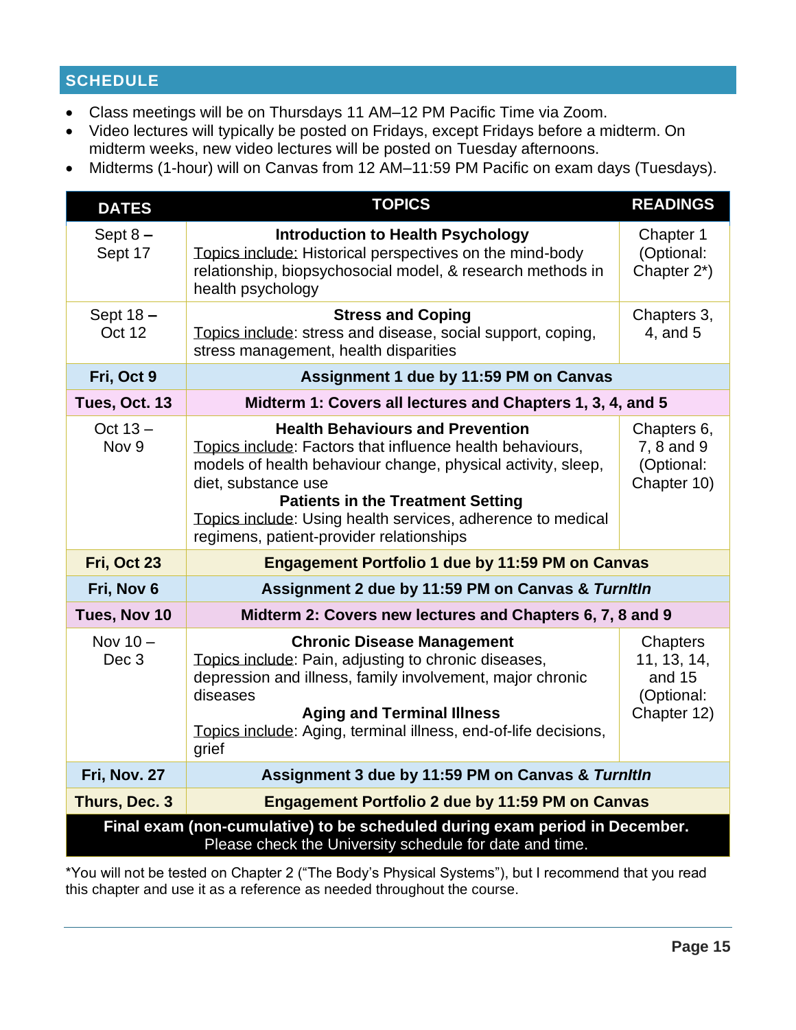## SCHEDULE

- Class meetings will be on Thursdays 11 AM–12 PM Pacific Time via Zoom.
- Video lectures will typically be posted on Fridays, except Fridays before a midterm. On midterm weeks, new video lectures will be posted on Tuesday afternoons.
- Midterms (1-hour) will on Canvas from 12 AM–11:59 PM Pacific on exam days (Tuesdays).

| DATES | TOPICS | READINGS |
|---|---|---|
| Sept 8 – Sept 17 | **Introduction to Health Psychology**<br>Topics include: Historical perspectives on the mind-body relationship, biopsychosocial model, & research methods in health psychology | Chapter 1 (Optional: Chapter 2*) |
| Sept 18 – Oct 12 | **Stress and Coping**<br>Topics include: stress and disease, social support, coping, stress management, health disparities | Chapters 3, 4, and 5 |
| **Fri, Oct 9** | **Assignment 1 due by 11:59 PM on Canvas** | |
| **Tues, Oct. 13** | **Midterm 1: Covers all lectures and Chapters 1, 3, 4, and 5** | |
| Oct 13 – Nov 9 | **Health Behaviours and Prevention**<br>Topics include: Factors that influence health behaviours, models of health behaviour change, physical activity, sleep, diet, substance use<br>**Patients in the Treatment Setting**<br>Topics include: Using health services, adherence to medical regimens, patient-provider relationships | Chapters 6, 7, 8 and 9 (Optional: Chapter 10) |
| **Fri, Oct 23** | **Engagement Portfolio 1 due by 11:59 PM on Canvas** | |
| **Fri, Nov 6** | **Assignment 2 due by 11:59 PM on Canvas & *TurnItIn*** | |
| **Tues, Nov 10** | **Midterm 2: Covers new lectures and Chapters 6, 7, 8 and 9** | |
| Nov 10 – Dec 3 | **Chronic Disease Management**<br>Topics include: Pain, adjusting to chronic diseases, depression and illness, family involvement, major chronic diseases<br>**Aging and Terminal Illness**<br>Topics include: Aging, terminal illness, end-of-life decisions, grief | Chapters 11, 13, 14, and 15 (Optional: Chapter 12) |
| **Fri, Nov. 27** | **Assignment 3 due by 11:59 PM on Canvas & *TurnItIn*** | |
| **Thurs, Dec. 3** | **Engagement Portfolio 2 due by 11:59 PM on Canvas** | |
| **Final exam (non-cumulative) to be scheduled during exam period in December.** Please check the University schedule for date and time. | | |

*You will not be tested on Chapter 2 ("The Body's Physical Systems"), but I recommend that you read this chapter and use it as a reference as needed throughout the course.